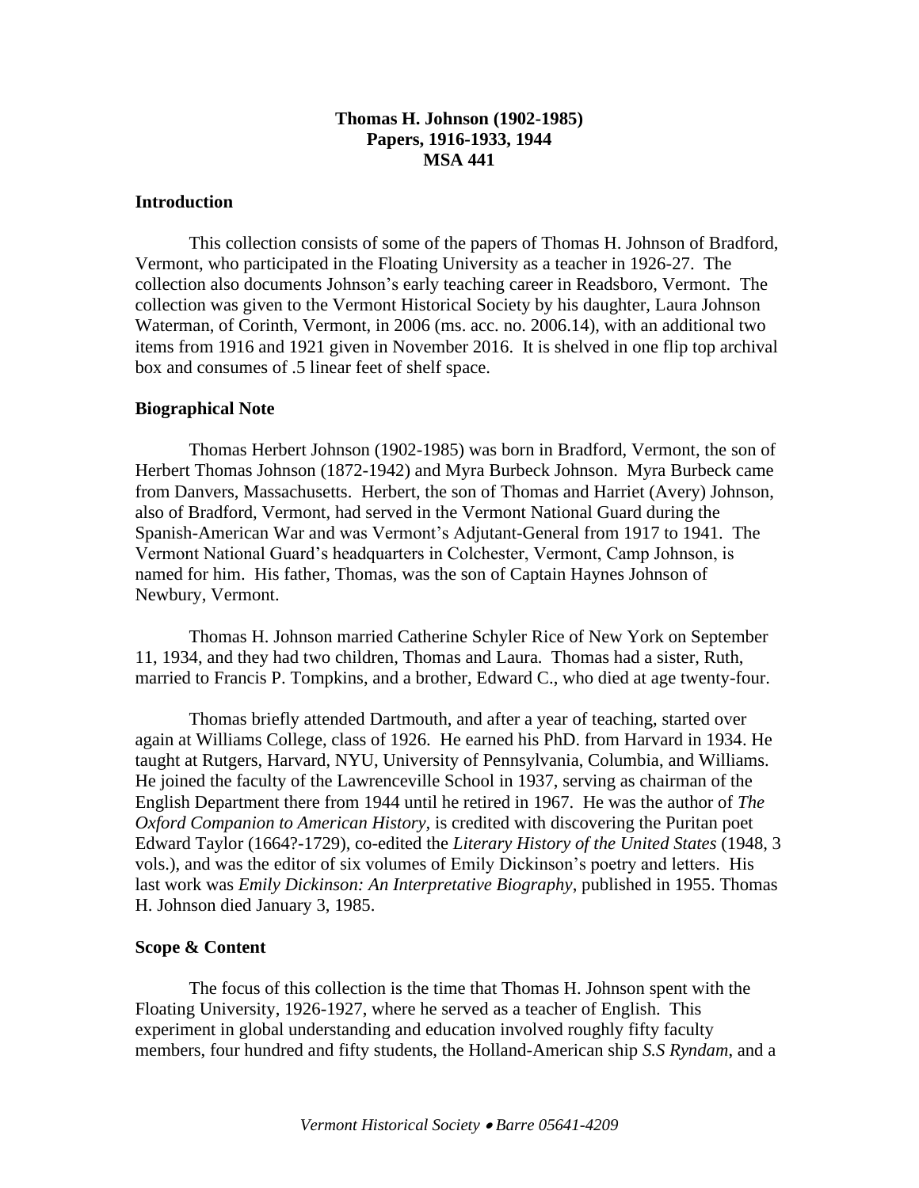**Thomas H. Johnson (1902-1985)**
**Papers, 1916-1933, 1944**
**MSA 441**

## Introduction

This collection consists of some of the papers of Thomas H. Johnson of Bradford, Vermont, who participated in the Floating University as a teacher in 1926-27. The collection also documents Johnson's early teaching career in Readsboro, Vermont. The collection was given to the Vermont Historical Society by his daughter, Laura Johnson Waterman, of Corinth, Vermont, in 2006 (ms. acc. no. 2006.14), with an additional two items from 1916 and 1921 given in November 2016. It is shelved in one flip top archival box and consumes of .5 linear feet of shelf space.

## Biographical Note

Thomas Herbert Johnson (1902-1985) was born in Bradford, Vermont, the son of Herbert Thomas Johnson (1872-1942) and Myra Burbeck Johnson. Myra Burbeck came from Danvers, Massachusetts. Herbert, the son of Thomas and Harriet (Avery) Johnson, also of Bradford, Vermont, had served in the Vermont National Guard during the Spanish-American War and was Vermont's Adjutant-General from 1917 to 1941. The Vermont National Guard's headquarters in Colchester, Vermont, Camp Johnson, is named for him. His father, Thomas, was the son of Captain Haynes Johnson of Newbury, Vermont.

Thomas H. Johnson married Catherine Schyler Rice of New York on September 11, 1934, and they had two children, Thomas and Laura. Thomas had a sister, Ruth, married to Francis P. Tompkins, and a brother, Edward C., who died at age twenty-four.

Thomas briefly attended Dartmouth, and after a year of teaching, started over again at Williams College, class of 1926. He earned his PhD. from Harvard in 1934. He taught at Rutgers, Harvard, NYU, University of Pennsylvania, Columbia, and Williams. He joined the faculty of the Lawrenceville School in 1937, serving as chairman of the English Department there from 1944 until he retired in 1967. He was the author of *The Oxford Companion to American History*, is credited with discovering the Puritan poet Edward Taylor (1664?-1729), co-edited the *Literary History of the United States* (1948, 3 vols.), and was the editor of six volumes of Emily Dickinson's poetry and letters. His last work was *Emily Dickinson: An Interpretative Biography*, published in 1955. Thomas H. Johnson died January 3, 1985.

## Scope & Content

The focus of this collection is the time that Thomas H. Johnson spent with the Floating University, 1926-1927, where he served as a teacher of English. This experiment in global understanding and education involved roughly fifty faculty members, four hundred and fifty students, the Holland-American ship *S.S Ryndam*, and a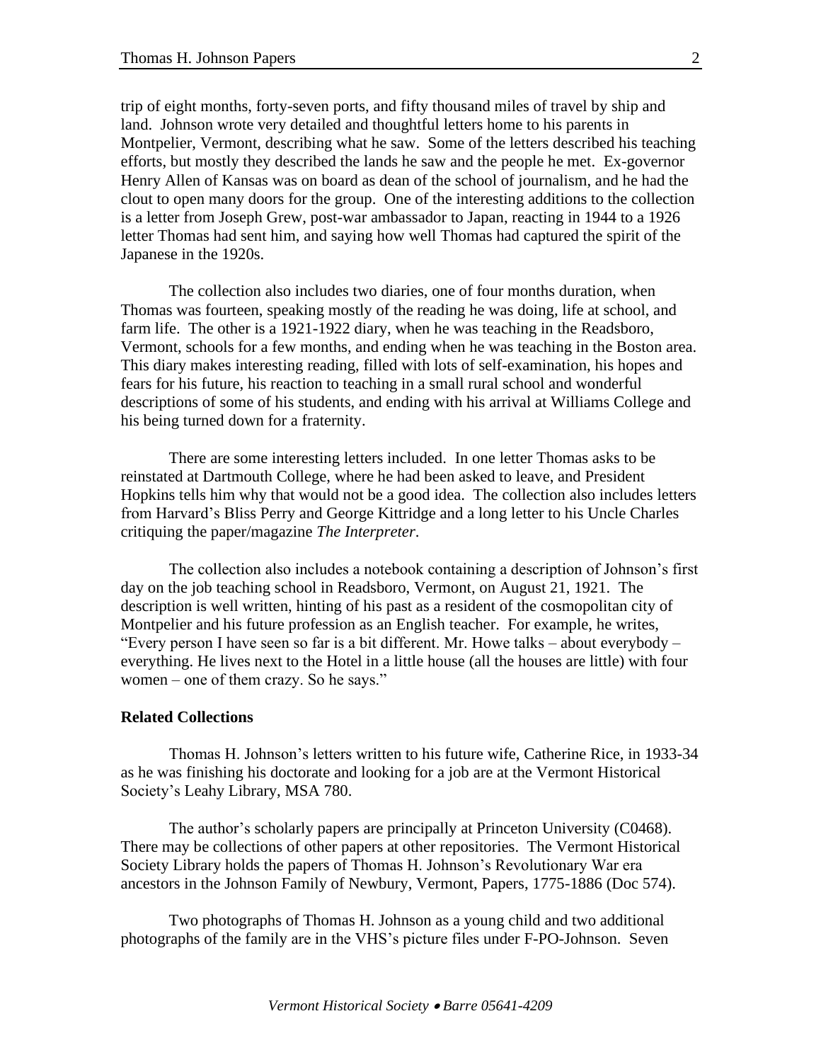trip of eight months, forty-seven ports, and fifty thousand miles of travel by ship and land. Johnson wrote very detailed and thoughtful letters home to his parents in Montpelier, Vermont, describing what he saw. Some of the letters described his teaching efforts, but mostly they described the lands he saw and the people he met. Ex-governor Henry Allen of Kansas was on board as dean of the school of journalism, and he had the clout to open many doors for the group. One of the interesting additions to the collection is a letter from Joseph Grew, post-war ambassador to Japan, reacting in 1944 to a 1926 letter Thomas had sent him, and saying how well Thomas had captured the spirit of the Japanese in the 1920s.

The collection also includes two diaries, one of four months duration, when Thomas was fourteen, speaking mostly of the reading he was doing, life at school, and farm life. The other is a 1921-1922 diary, when he was teaching in the Readsboro, Vermont, schools for a few months, and ending when he was teaching in the Boston area. This diary makes interesting reading, filled with lots of self-examination, his hopes and fears for his future, his reaction to teaching in a small rural school and wonderful descriptions of some of his students, and ending with his arrival at Williams College and his being turned down for a fraternity.

There are some interesting letters included. In one letter Thomas asks to be reinstated at Dartmouth College, where he had been asked to leave, and President Hopkins tells him why that would not be a good idea. The collection also includes letters from Harvard's Bliss Perry and George Kittridge and a long letter to his Uncle Charles critiquing the paper/magazine *The Interpreter*.

The collection also includes a notebook containing a description of Johnson's first day on the job teaching school in Readsboro, Vermont, on August 21, 1921. The description is well written, hinting of his past as a resident of the cosmopolitan city of Montpelier and his future profession as an English teacher. For example, he writes, "Every person I have seen so far is a bit different. Mr. Howe talks – about everybody – everything. He lives next to the Hotel in a little house (all the houses are little) with four women – one of them crazy. So he says."

**Related Collections**

Thomas H. Johnson's letters written to his future wife, Catherine Rice, in 1933-34 as he was finishing his doctorate and looking for a job are at the Vermont Historical Society's Leahy Library, MSA 780.

The author's scholarly papers are principally at Princeton University (C0468). There may be collections of other papers at other repositories. The Vermont Historical Society Library holds the papers of Thomas H. Johnson's Revolutionary War era ancestors in the Johnson Family of Newbury, Vermont, Papers, 1775-1886 (Doc 574).

Two photographs of Thomas H. Johnson as a young child and two additional photographs of the family are in the VHS's picture files under F-PO-Johnson. Seven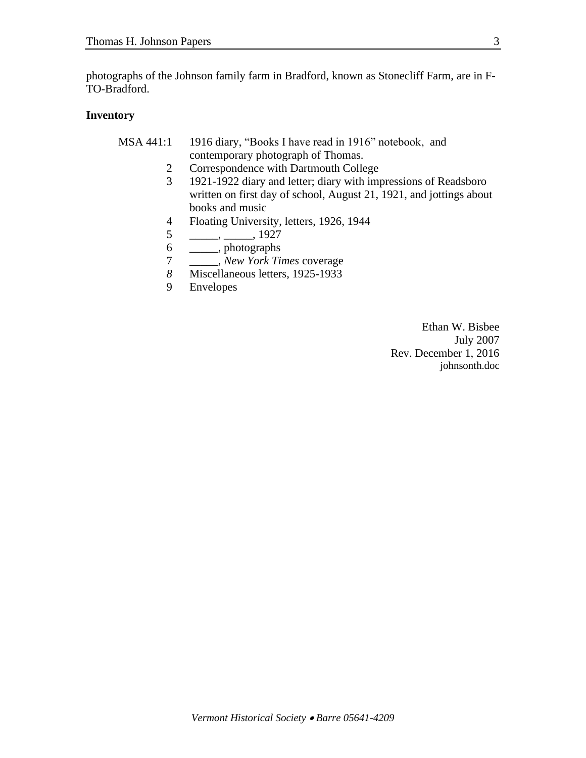photographs of the Johnson family farm in Bradford, known as Stonecliff Farm, are in F-TO-Bradford.

**Inventory**

| | | |
|---|---|---|
| MSA 441:1 | | 1916 diary, "Books I have read in 1916" notebook, and contemporary photograph of Thomas. |
| | 2 | Correspondence with Dartmouth College |
| | 3 | 1921-1922 diary and letter; diary with impressions of Readsboro written on first day of school, August 21, 1921, and jottings about books and music |
| | 4 | Floating University, letters, 1926, 1944 |
| | 5 | _____, _____, 1927 |
| | 6 | _____, photographs |
| | 7 | _____, *New York Times* coverage |
| | *8* | Miscellaneous letters, 1925-1933 |
| | 9 | Envelopes |

Ethan W. Bisbee
July 2007
Rev. December 1, 2016
johnsonth.doc